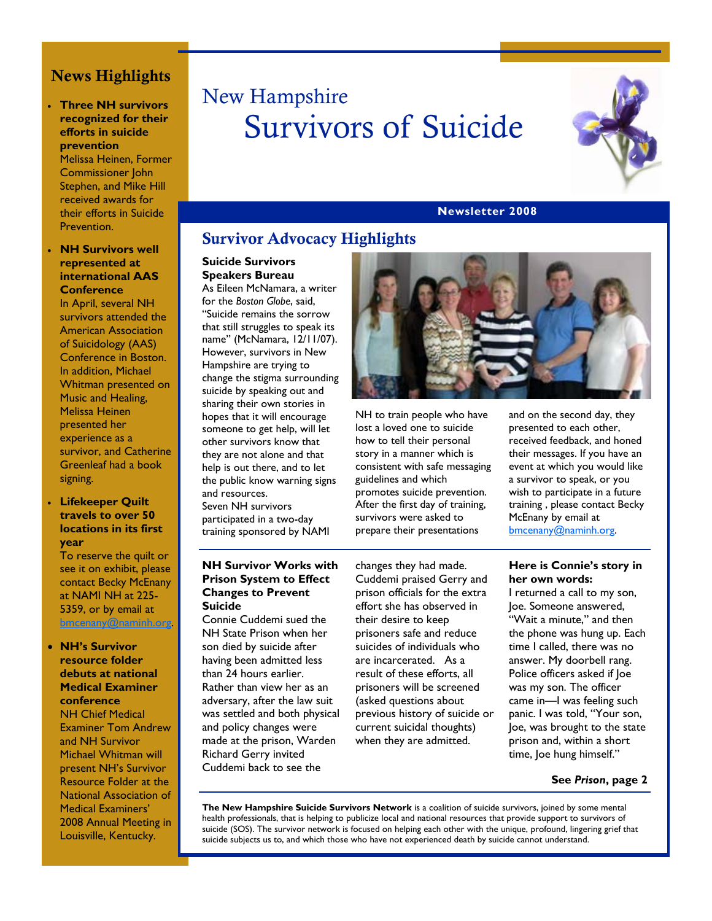# New Hampshire Survivors of Suicide

**Newsletter 2008**

## News Highlights

- **Three NH survivors recognized for their efforts in suicide prevention**
  Melissa Heinen, Former Commissioner John Stephen, and Mike Hill received awards for their efforts in Suicide Prevention.

- **NH Survivors well represented at international AAS Conference**
  In April, several NH survivors attended the American Association of Suicidology (AAS) Conference in Boston. In addition, Michael Whitman presented on Music and Healing, Melissa Heinen presented her experience as a survivor, and Catherine Greenleaf had a book signing.

- **Lifekeeper Quilt travels to over 50 locations in its first year**
  To reserve the quilt or see it on exhibit, please contact Becky McEnany at NAMI NH at 225-5359, or by email at bmcenany@naminh.org.

- **NH's Survivor resource folder debuts at national Medical Examiner conference**
  NH Chief Medical Examiner Tom Andrew and NH Survivor Michael Whitman will present NH's Survivor Resource Folder at the National Association of Medical Examiners' 2008 Annual Meeting in Louisville, Kentucky.

## Survivor Advocacy Highlights

### Suicide Survivors Speakers Bureau

As Eileen McNamara, a writer for the *Boston Globe*, said, "Suicide remains the sorrow that still struggles to speak its name" (McNamara, 12/11/07). However, survivors in New Hampshire are trying to change the stigma surrounding suicide by speaking out and sharing their own stories in hopes that it will encourage someone to get help, will let other survivors know that they are not alone and that help is out there, and to let the public know warning signs and resources.

Seven NH survivors participated in a two-day training sponsored by NAMI NH to train people who have lost a loved one to suicide how to tell their personal story in a manner which is consistent with safe messaging guidelines and which promotes suicide prevention. After the first day of training, survivors were asked to prepare their presentations and on the second day, they presented to each other, received feedback, and honed their messages. If you have an event at which you would like a survivor to speak, or you wish to participate in a future training , please contact Becky McEnany by email at bmcenany@naminh.org.

### NH Survivor Works with Prison System to Effect Changes to Prevent Suicide

Connie Cuddemi sued the NH State Prison when her son died by suicide after having been admitted less than 24 hours earlier. Rather than view her as an adversary, after the law suit was settled and both physical and policy changes were made at the prison, Warden Richard Gerry invited Cuddemi back to see the changes they had made. Cuddemi praised Gerry and prison officials for the extra effort she has observed in their desire to keep prisoners safe and reduce suicides of individuals who are incarcerated. As a result of these efforts, all prisoners will be screened (asked questions about previous history of suicide or current suicidal thoughts) when they are admitted.

**Here is Connie's story in her own words:**

I returned a call to my son, Joe. Someone answered, "Wait a minute," and then the phone was hung up. Each time I called, there was no answer. My doorbell rang. Police officers asked if Joe was my son. The officer came in—I was feeling such panic. I was told, "Your son, Joe, was brought to the state prison and, within a short time, Joe hung himself."

**See *Prison*, page 2**

**The New Hampshire Suicide Survivors Network** is a coalition of suicide survivors, joined by some mental health professionals, that is helping to publicize local and national resources that provide support to survivors of suicide (SOS). The survivor network is focused on helping each other with the unique, profound, lingering grief that suicide subjects us to, and which those who have not experienced death by suicide cannot understand.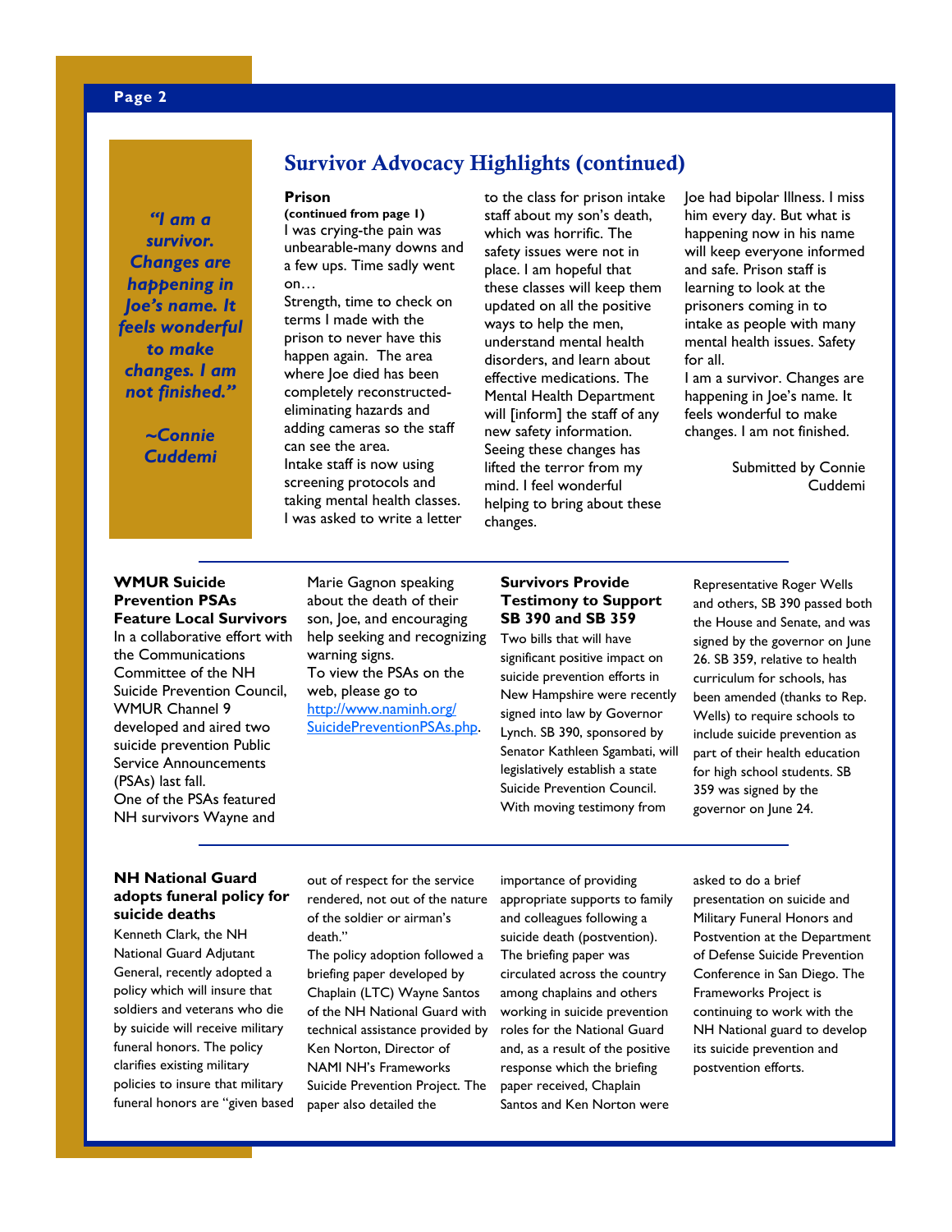## Survivor Advocacy Highlights (continued)

> *"I am a survivor. Changes are happening in Joe's name. It feels wonderful to make changes. I am not finished."*
>
> *~Connie Cuddemi*

### Prison

**(continued from page 1)**

I was crying-the pain was unbearable-many downs and a few ups. Time sadly went on…

Strength, time to check on terms I made with the prison to never have this happen again. The area where Joe died has been completely reconstructed-eliminating hazards and adding cameras so the staff can see the area.

Intake staff is now using screening protocols and taking mental health classes. I was asked to write a letter to the class for prison intake staff about my son's death, which was horrific. The safety issues were not in place. I am hopeful that these classes will keep them updated on all the positive ways to help the men, understand mental health disorders, and learn about effective medications. The Mental Health Department will [inform] the staff of any new safety information. Seeing these changes has lifted the terror from my mind. I feel wonderful helping to bring about these changes.

Joe had bipolar Illness. I miss him every day. But what is happening now in his name will keep everyone informed and safe. Prison staff is learning to look at the prisoners coming in to intake as people with many mental health issues. Safety for all.

I am a survivor. Changes are happening in Joe's name. It feels wonderful to make changes. I am not finished.

Submitted by Connie Cuddemi

---

### WMUR Suicide Prevention PSAs Feature Local Survivors

In a collaborative effort with the Communications Committee of the NH Suicide Prevention Council, WMUR Channel 9 developed and aired two suicide prevention Public Service Announcements (PSAs) last fall.

One of the PSAs featured NH survivors Wayne and Marie Gagnon speaking about the death of their son, Joe, and encouraging help seeking and recognizing warning signs.

To view the PSAs on the web, please go to [http://www.naminh.org/SuicidePreventionPSAs.php](http://www.naminh.org/SuicidePreventionPSAs.php).

### Survivors Provide Testimony to Support SB 390 and SB 359

Two bills that will have significant positive impact on suicide prevention efforts in New Hampshire were recently signed into law by Governor Lynch. SB 390, sponsored by Senator Kathleen Sgambati, will legislatively establish a state Suicide Prevention Council. With moving testimony from Representative Roger Wells and others, SB 390 passed both the House and Senate, and was signed by the governor on June 26. SB 359, relative to health curriculum for schools, has been amended (thanks to Rep. Wells) to require schools to include suicide prevention as part of their health education for high school students. SB 359 was signed by the governor on June 24.

---

### NH National Guard adopts funeral policy for suicide deaths

Kenneth Clark, the NH National Guard Adjutant General, recently adopted a policy which will insure that soldiers and veterans who die by suicide will receive military funeral honors. The policy clarifies existing military policies to insure that military funeral honors are "given based out of respect for the service rendered, not out of the nature of the soldier or airman's death."

The policy adoption followed a briefing paper developed by Chaplain (LTC) Wayne Santos of the NH National Guard with technical assistance provided by Ken Norton, Director of NAMI NH's Frameworks Suicide Prevention Project. The paper also detailed the importance of providing appropriate supports to family and colleagues following a suicide death (postvention). The briefing paper was circulated across the country among chaplains and others working in suicide prevention roles for the National Guard and, as a result of the positive response which the briefing paper received, Chaplain Santos and Ken Norton were asked to do a brief presentation on suicide and Military Funeral Honors and Postvention at the Department of Defense Suicide Prevention Conference in San Diego. The Frameworks Project is continuing to work with the NH National guard to develop its suicide prevention and postvention efforts.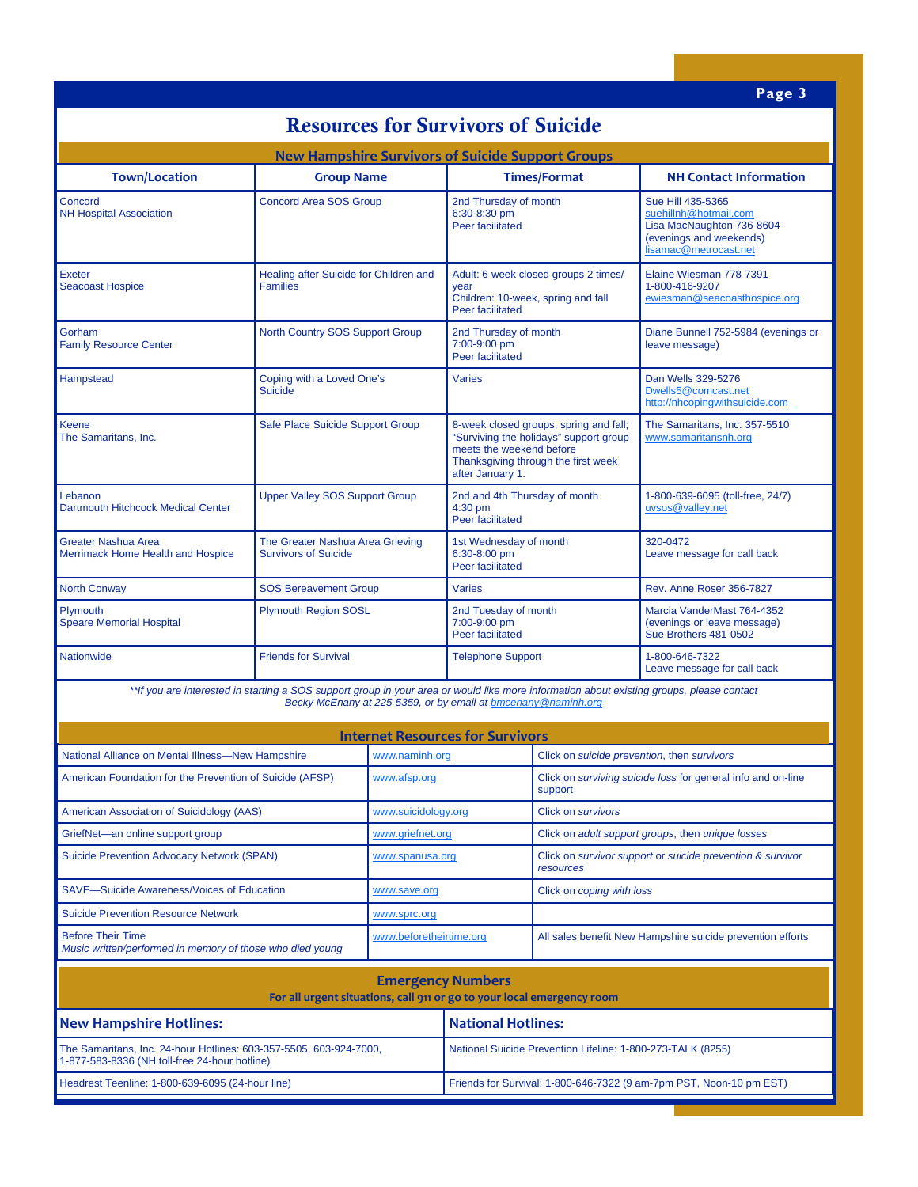# Resources for Survivors of Suicide

## New Hampshire Survivors of Suicide Support Groups

| Town/Location | Group Name | Times/Format | NH Contact Information |
|---|---|---|---|
| Concord<br>NH Hospital Association | Concord Area SOS Group | 2nd Thursday of month<br>6:30-8:30 pm<br>Peer facilitated | Sue Hill 435-5365<br>suehillnh@hotmail.com<br>Lisa MacNaughton 736-8604 (evenings and weekends)<br>lisamac@metrocast.net |
| Exeter<br>Seacoast Hospice | Healing after Suicide for Children and Families | Adult: 6-week closed groups 2 times/ year<br>Children: 10-week, spring and fall<br>Peer facilitated | Elaine Wiesman 778-7391<br>1-800-416-9207<br>ewiesman@seacoasthospice.org |
| Gorham<br>Family Resource Center | North Country SOS Support Group | 2nd Thursday of month<br>7:00-9:00 pm<br>Peer facilitated | Diane Bunnell 752-5984 (evenings or leave message) |
| Hampstead | Coping with a Loved One's Suicide | Varies | Dan Wells 329-5276<br>Dwells5@comcast.net<br>http://nhcopingwithsuicide.com |
| Keene<br>The Samaritans, Inc. | Safe Place Suicide Support Group | 8-week closed groups, spring and fall; "Surviving the holidays" support group meets the weekend before Thanksgiving through the first week after January 1. | The Samaritans, Inc. 357-5510<br>www.samaritansnh.org |
| Lebanon<br>Dartmouth Hitchcock Medical Center | Upper Valley SOS Support Group | 2nd and 4th Thursday of month<br>4:30 pm<br>Peer facilitated | 1-800-639-6095 (toll-free, 24/7)<br>uvsos@valley.net |
| Greater Nashua Area<br>Merrimack Home Health and Hospice | The Greater Nashua Area Grieving Survivors of Suicide | 1st Wednesday of month<br>6:30-8:00 pm<br>Peer facilitated | 320-0472<br>Leave message for call back |
| North Conway | SOS Bereavement Group | Varies | Rev. Anne Roser 356-7827 |
| Plymouth<br>Speare Memorial Hospital | Plymouth Region SOSL | 2nd Tuesday of month<br>7:00-9:00 pm<br>Peer facilitated | Marcia VanderMast 764-4352 (evenings or leave message)<br>Sue Brothers 481-0502 |
| Nationwide | Friends for Survival | Telephone Support | 1-800-646-7322<br>Leave message for call back |

*\*\*If you are interested in starting a SOS support group in your area or would like more information about existing groups, please contact Becky McEnany at 225-5359, or by email at bmcenany@naminh.org*

## Internet Resources for Survivors

| Organization | Website | Instructions |
|---|---|---|
| National Alliance on Mental Illness—New Hampshire | www.naminh.org | Click on *suicide prevention*, then *survivors* |
| American Foundation for the Prevention of Suicide (AFSP) | www.afsp.org | Click on *surviving suicide loss* for general info and on-line support |
| American Association of Suicidology (AAS) | www.suicidology.org | Click on *survivors* |
| GriefNet—an online support group | www.griefnet.org | Click on *adult support groups*, then *unique losses* |
| Suicide Prevention Advocacy Network (SPAN) | www.spanusa.org | Click on *survivor support* or *suicide prevention & survivor resources* |
| SAVE—Suicide Awareness/Voices of Education | www.save.org | Click on *coping with loss* |
| Suicide Prevention Resource Network | www.sprc.org | |
| Before Their Time<br>*Music written/performed in memory of those who died young* | www.beforetheirtime.org | All sales benefit New Hampshire suicide prevention efforts |

## Emergency Numbers

**For all urgent situations, call 911 or go to your local emergency room**

| New Hampshire Hotlines: | National Hotlines: |
|---|---|
| The Samaritans, Inc. 24-hour Hotlines: 603-357-5505, 603-924-7000, 1-877-583-8336 (NH toll-free 24-hour hotline) | National Suicide Prevention Lifeline: 1-800-273-TALK (8255) |
| Headrest Teenline: 1-800-639-6095 (24-hour line) | Friends for Survival: 1-800-646-7322 (9 am-7pm PST, Noon-10 pm EST) |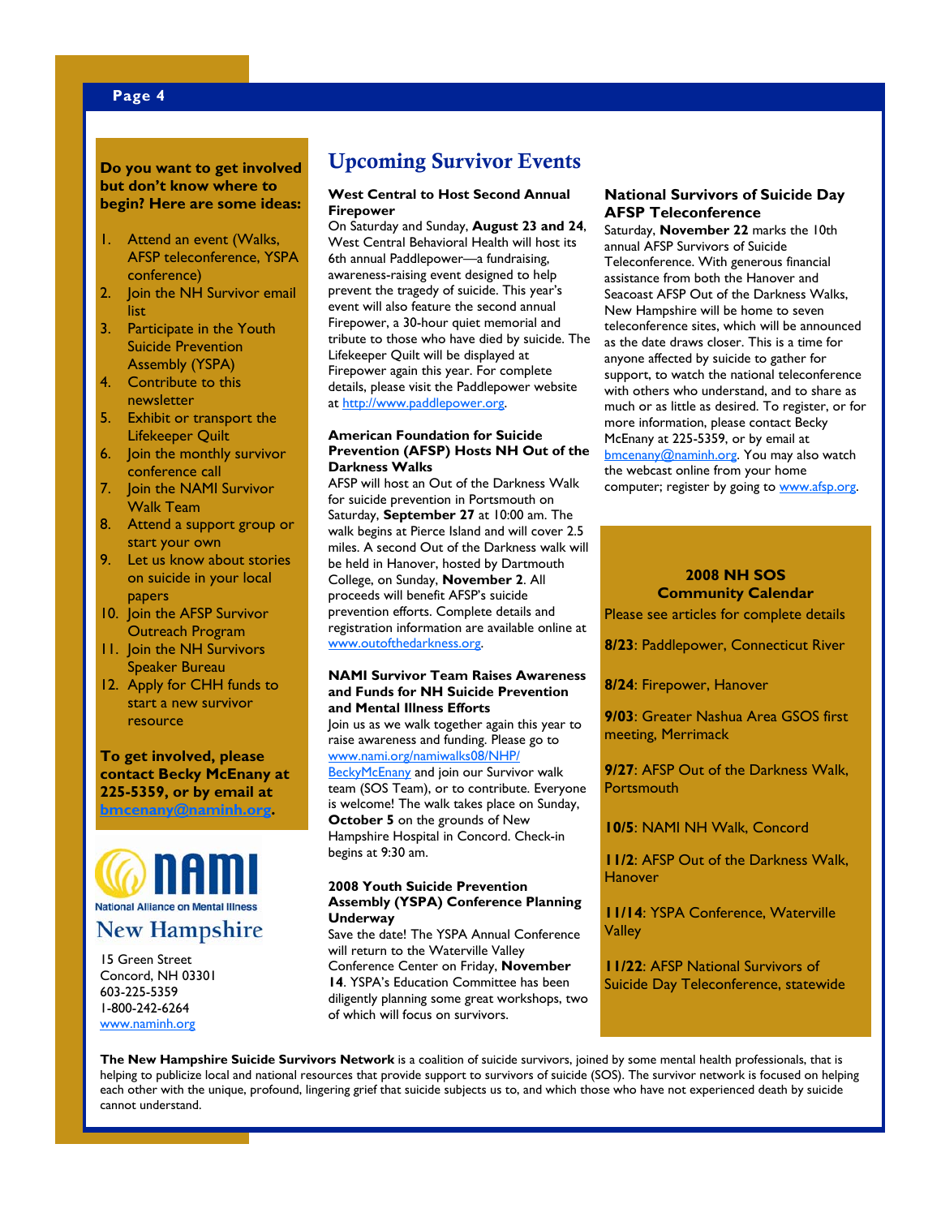**Do you want to get involved but don't know where to begin? Here are some ideas:**

1. Attend an event (Walks, AFSP teleconference, YSPA conference)
2. Join the NH Survivor email list
3. Participate in the Youth Suicide Prevention Assembly (YSPA)
4. Contribute to this newsletter
5. Exhibit or transport the Lifekeeper Quilt
6. Join the monthly survivor conference call
7. Join the NAMI Survivor Walk Team
8. Attend a support group or start your own
9. Let us know about stories on suicide in your local papers
10. Join the AFSP Survivor Outreach Program
11. Join the NH Survivors Speaker Bureau
12. Apply for CHH funds to start a new survivor resource

**To get involved, please contact Becky McEnany at 225-5359, or by email at bmcenany@naminh.org.**

NAMI
National Alliance on Mental Illness
New Hampshire

15 Green Street
Concord, NH 03301
603-225-5359
1-800-242-6264
www.naminh.org

# Upcoming Survivor Events

### West Central to Host Second Annual Firepower

On Saturday and Sunday, **August 23 and 24**, West Central Behavioral Health will host its 6th annual Paddlepower—a fundraising, awareness-raising event designed to help prevent the tragedy of suicide. This year's event will also feature the second annual Firepower, a 30-hour quiet memorial and tribute to those who have died by suicide. The Lifekeeper Quilt will be displayed at Firepower again this year. For complete details, please visit the Paddlepower website at http://www.paddlepower.org.

### American Foundation for Suicide Prevention (AFSP) Hosts NH Out of the Darkness Walks

AFSP will host an Out of the Darkness Walk for suicide prevention in Portsmouth on Saturday, **September 27** at 10:00 am. The walk begins at Pierce Island and will cover 2.5 miles. A second Out of the Darkness walk will be held in Hanover, hosted by Dartmouth College, on Sunday, **November 2**. All proceeds will benefit AFSP's suicide prevention efforts. Complete details and registration information are available online at www.outofthedarkness.org.

### NAMI Survivor Team Raises Awareness and Funds for NH Suicide Prevention and Mental Illness Efforts

Join us as we walk together again this year to raise awareness and funding. Please go to www.nami.org/namiwalks08/NHP/BeckyMcEnany and join our Survivor walk team (SOS Team), or to contribute. Everyone is welcome! The walk takes place on Sunday, **October 5** on the grounds of New Hampshire Hospital in Concord. Check-in begins at 9:30 am.

### 2008 Youth Suicide Prevention Assembly (YSPA) Conference Planning Underway

Save the date! The YSPA Annual Conference will return to the Waterville Valley Conference Center on Friday, **November 14**. YSPA's Education Committee has been diligently planning some great workshops, two of which will focus on survivors.

### National Survivors of Suicide Day AFSP Teleconference

Saturday, **November 22** marks the 10th annual AFSP Survivors of Suicide Teleconference. With generous financial assistance from both the Hanover and Seacoast AFSP Out of the Darkness Walks, New Hampshire will be home to seven teleconference sites, which will be announced as the date draws closer. This is a time for anyone affected by suicide to gather for support, to watch the national teleconference with others who understand, and to share as much or as little as desired. To register, or for more information, please contact Becky McEnany at 225-5359, or by email at bmcenany@naminh.org. You may also watch the webcast online from your home computer; register by going to www.afsp.org.

**2008 NH SOS Community Calendar**

Please see articles for complete details

**8/23**: Paddlepower, Connecticut River

**8/24**: Firepower, Hanover

**9/03**: Greater Nashua Area GSOS first meeting, Merrimack

**9/27**: AFSP Out of the Darkness Walk, Portsmouth

**10/5**: NAMI NH Walk, Concord

**11/2**: AFSP Out of the Darkness Walk, Hanover

**11/14**: YSPA Conference, Waterville Valley

**11/22**: AFSP National Survivors of Suicide Day Teleconference, statewide

**The New Hampshire Suicide Survivors Network** is a coalition of suicide survivors, joined by some mental health professionals, that is helping to publicize local and national resources that provide support to survivors of suicide (SOS). The survivor network is focused on helping each other with the unique, profound, lingering grief that suicide subjects us to, and which those who have not experienced death by suicide cannot understand.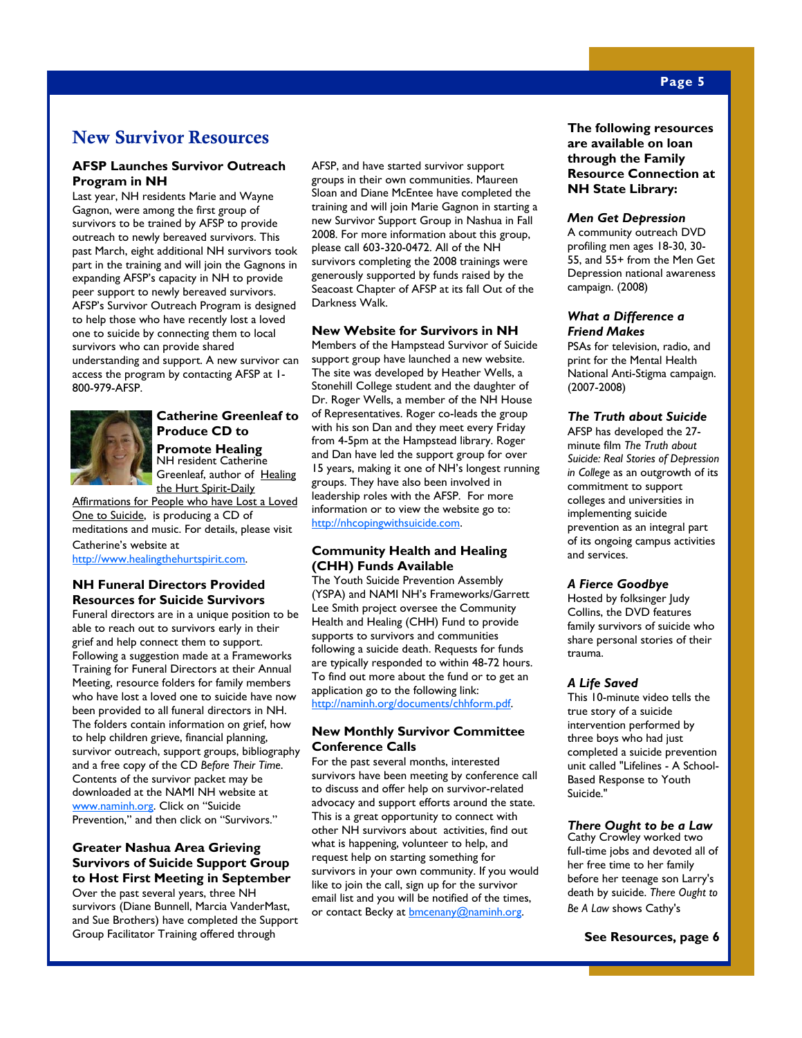# New Survivor Resources

### AFSP Launches Survivor Outreach Program in NH

Last year, NH residents Marie and Wayne Gagnon, were among the first group of survivors to be trained by AFSP to provide outreach to newly bereaved survivors. This past March, eight additional NH survivors took part in the training and will join the Gagnons in expanding AFSP's capacity in NH to provide peer support to newly bereaved survivors. AFSP's Survivor Outreach Program is designed to help those who have recently lost a loved one to suicide by connecting them to local survivors who can provide shared understanding and support. A new survivor can access the program by contacting AFSP at 1-800-979-AFSP.

### Catherine Greenleaf to Produce CD to Promote Healing

NH resident Catherine Greenleaf, author of Healing the Hurt Spirit-Daily Affirmations for People who have Lost a Loved One to Suicide, is producing a CD of meditations and music. For details, please visit Catherine's website at http://www.healingthehurtspirit.com.

### NH Funeral Directors Provided Resources for Suicide Survivors

Funeral directors are in a unique position to be able to reach out to survivors early in their grief and help connect them to support. Following a suggestion made at a Frameworks Training for Funeral Directors at their Annual Meeting, resource folders for family members who have lost a loved one to suicide have now been provided to all funeral directors in NH. The folders contain information on grief, how to help children grieve, financial planning, survivor outreach, support groups, bibliography and a free copy of the CD *Before Their Time*. Contents of the survivor packet may be downloaded at the NAMI NH website at www.naminh.org. Click on "Suicide Prevention," and then click on "Survivors."

### Greater Nashua Area Grieving Survivors of Suicide Support Group to Host First Meeting in September

Over the past several years, three NH survivors (Diane Bunnell, Marcia VanderMast, and Sue Brothers) have completed the Support Group Facilitator Training offered through AFSP, and have started survivor support groups in their own communities. Maureen Sloan and Diane McEntee have completed the training and will join Marie Gagnon in starting a new Survivor Support Group in Nashua in Fall 2008. For more information about this group, please call 603-320-0472. All of the NH survivors completing the 2008 trainings were generously supported by funds raised by the Seacoast Chapter of AFSP at its fall Out of the Darkness Walk.

### New Website for Survivors in NH

Members of the Hampstead Survivor of Suicide support group have launched a new website. The site was developed by Heather Wells, a Stonehill College student and the daughter of Dr. Roger Wells, a member of the NH House of Representatives. Roger co-leads the group with his son Dan and they meet every Friday from 4-5pm at the Hampstead library. Roger and Dan have led the support group for over 15 years, making it one of NH's longest running groups. They have also been involved in leadership roles with the AFSP. For more information or to view the website go to: http://nhcopingwithsuicide.com.

### Community Health and Healing (CHH) Funds Available

The Youth Suicide Prevention Assembly (YSPA) and NAMI NH's Frameworks/Garrett Lee Smith project oversee the Community Health and Healing (CHH) Fund to provide supports to survivors and communities following a suicide death. Requests for funds are typically responded to within 48-72 hours. To find out more about the fund or to get an application go to the following link: http://naminh.org/documents/chhform.pdf.

### New Monthly Survivor Committee Conference Calls

For the past several months, interested survivors have been meeting by conference call to discuss and offer help on survivor-related advocacy and support efforts around the state. This is a great opportunity to connect with other NH survivors about activities, find out what is happening, volunteer to help, and request help on starting something for survivors in your own community. If you would like to join the call, sign up for the survivor email list and you will be notified of the times, or contact Becky at bmcenany@naminh.org.

### The following resources are available on loan through the Family Resource Connection at NH State Library:

***Men Get Depression***
A community outreach DVD profiling men ages 18-30, 30-55, and 55+ from the Men Get Depression national awareness campaign. (2008)

***What a Difference a Friend Makes***
PSAs for television, radio, and print for the Mental Health National Anti-Stigma campaign. (2007-2008)

***The Truth about Suicide***
AFSP has developed the 27-minute film *The Truth about Suicide: Real Stories of Depression in College* as an outgrowth of its commitment to support colleges and universities in implementing suicide prevention as an integral part of its ongoing campus activities and services.

***A Fierce Goodbye***
Hosted by folksinger Judy Collins, the DVD features family survivors of suicide who share personal stories of their trauma.

***A Life Saved***
This 10-minute video tells the true story of a suicide intervention performed by three boys who had just completed a suicide prevention unit called "Lifelines - A School-Based Response to Youth Suicide."

***There Ought to be a Law***
Cathy Crowley worked two full-time jobs and devoted all of her free time to her family before her teenage son Larry's death by suicide. *There Ought to Be A Law* shows Cathy's

**See Resources, page 6**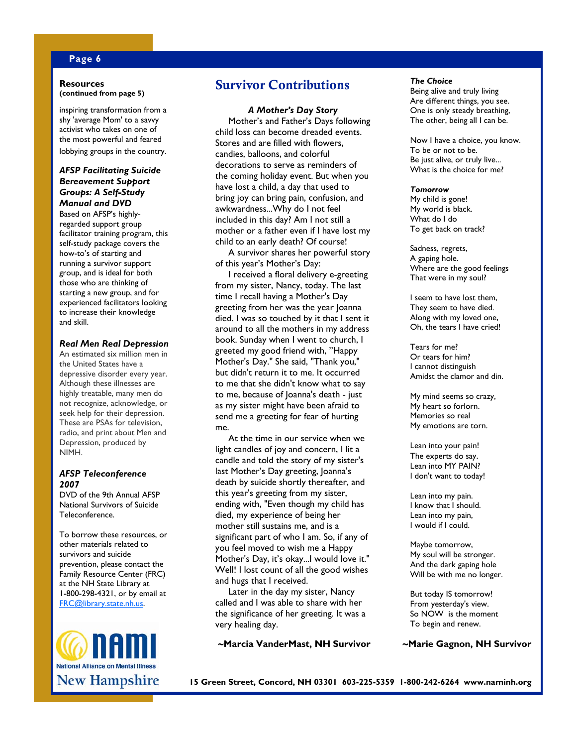## Resources
**(continued from page 5)**

inspiring transformation from a shy 'average Mom' to a savvy activist who takes on one of the most powerful and feared lobbying groups in the country.

***AFSP Facilitating Suicide Bereavement Support Groups: A Self-Study Manual and DVD***
Based on AFSP's highly-regarded support group facilitator training program, this self-study package covers the how-to's of starting and running a survivor support group, and is ideal for both those who are thinking of starting a new group, and for experienced facilitators looking to increase their knowledge and skill.

***Real Men Real Depression***
An estimated six million men in the United States have a depressive disorder every year. Although these illnesses are highly treatable, many men do not recognize, acknowledge, or seek help for their depression. These are PSAs for television, radio, and print about Men and Depression, produced by NIMH.

***AFSP Teleconference 2007***
DVD of the 9th Annual AFSP National Survivors of Suicide Teleconference.

To borrow these resources, or other materials related to survivors and suicide prevention, please contact the Family Resource Center (FRC) at the NH State Library at 1-800-298-4321, or by email at FRC@library.state.nh.us.

NAMI
National Alliance on Mental Illness
New Hampshire

# Survivor Contributions

### *A Mother's Day Story*

Mother's and Father's Days following child loss can become dreaded events. Stores and are filled with flowers, candies, balloons, and colorful decorations to serve as reminders of the coming holiday event. But when you have lost a child, a day that used to bring joy can bring pain, confusion, and awkwardness...Why do I not feel included in this day? Am I not still a mother or a father even if I have lost my child to an early death? Of course!

A survivor shares her powerful story of this year's Mother's Day:

I received a floral delivery e-greeting from my sister, Nancy, today. The last time I recall having a Mother's Day greeting from her was the year Joanna died. I was so touched by it that I sent it around to all the mothers in my address book. Sunday when I went to church, I greeted my good friend with, "Happy Mother's Day." She said, "Thank you," but didn't return it to me. It occurred to me that she didn't know what to say to me, because of Joanna's death - just as my sister might have been afraid to send me a greeting for fear of hurting me.

At the time in our service when we light candles of joy and concern, I lit a candle and told the story of my sister's last Mother's Day greeting, Joanna's death by suicide shortly thereafter, and this year's greeting from my sister, ending with, "Even though my child has died, my experience of being her mother still sustains me, and is a significant part of who I am. So, if any of you feel moved to wish me a Happy Mother's Day, it's okay...I would love it." Well! I lost count of all the good wishes and hugs that I received.

Later in the day my sister, Nancy called and I was able to share with her the significance of her greeting. It was a very healing day.

**~Marcia VanderMast, NH Survivor**

### *The Choice*

Being alive and truly living
Are different things, you see.
One is only steady breathing,
The other, being all I can be.

Now I have a choice, you know.
To be or not to be.
Be just alive, or truly live...
What is the choice for me?

### *Tomorrow*

My child is gone!
My world is black.
What do I do
To get back on track?

Sadness, regrets,
A gaping hole.
Where are the good feelings
That were in my soul?

I seem to have lost them,
They seem to have died.
Along with my loved one,
Oh, the tears I have cried!

Tears for me?
Or tears for him?
I cannot distinguish
Amidst the clamor and din.

My mind seems so crazy,
My heart so forlorn.
Memories so real
My emotions are torn.

Lean into your pain!
The experts do say.
Lean into MY PAIN?
I don't want to today!

Lean into my pain.
I know that I should.
Lean into my pain,
I would if I could.

Maybe tomorrow,
My soul will be stronger.
And the dark gaping hole
Will be with me no longer.

But today IS tomorrow!
From yesterday's view.
So NOW is the moment
To begin and renew.

**~Marie Gagnon, NH Survivor**

15 Green Street, Concord, NH 03301 603-225-5359 1-800-242-6264 www.naminh.org